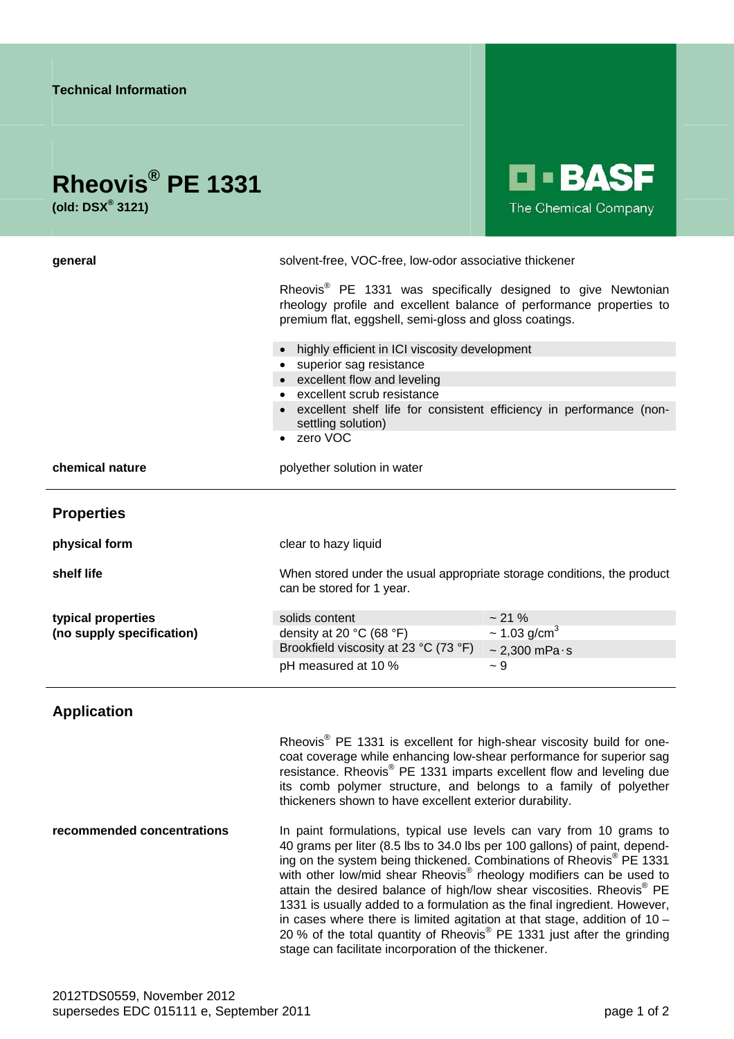Technical Information

# Rheovis® PE 1331

**(old: DSX® 3121)**

BASF The Chemical Company

**general**

solvent-free, VOC-free, low-odor associative thickener

Rheovis® PE 1331 was specifically designed to give Newtonian rheology profile and excellent balance of performance properties to premium flat, eggshell, semi-gloss and gloss coatings.

- highly efficient in ICI viscosity development
- superior sag resistance
- excellent flow and leveling
- excellent scrub resistance
- excellent shelf life for consistent efficiency in performance (non-settling solution)
- zero VOC

**chemical nature**

polyether solution in water

## Properties

**physical form**

clear to hazy liquid

**shelf life**

When stored under the usual appropriate storage conditions, the product can be stored for 1 year.

**typical properties (no supply specification)**

| | |
|---|---|
| solids content | ~ 21 % |
| density at 20 °C (68 °F) | ~ 1.03 g/cm³ |
| Brookfield viscosity at 23 °C (73 °F) | ~ 2,300 mPa·s |
| pH measured at 10 % | ~ 9 |

## Application

Rheovis® PE 1331 is excellent for high-shear viscosity build for one-coat coverage while enhancing low-shear performance for superior sag resistance. Rheovis® PE 1331 imparts excellent flow and leveling due its comb polymer structure, and belongs to a family of polyether thickeners shown to have excellent exterior durability.

**recommended concentrations**

In paint formulations, typical use levels can vary from 10 grams to 40 grams per liter (8.5 lbs to 34.0 lbs per 100 gallons) of paint, depending on the system being thickened. Combinations of Rheovis® PE 1331 with other low/mid shear Rheovis® rheology modifiers can be used to attain the desired balance of high/low shear viscosities. Rheovis® PE 1331 is usually added to a formulation as the final ingredient. However, in cases where there is limited agitation at that stage, addition of 10 – 20 % of the total quantity of Rheovis® PE 1331 just after the grinding stage can facilitate incorporation of the thickener.

2012TDS0559, November 2012
supersedes EDC 015111 e, September 2011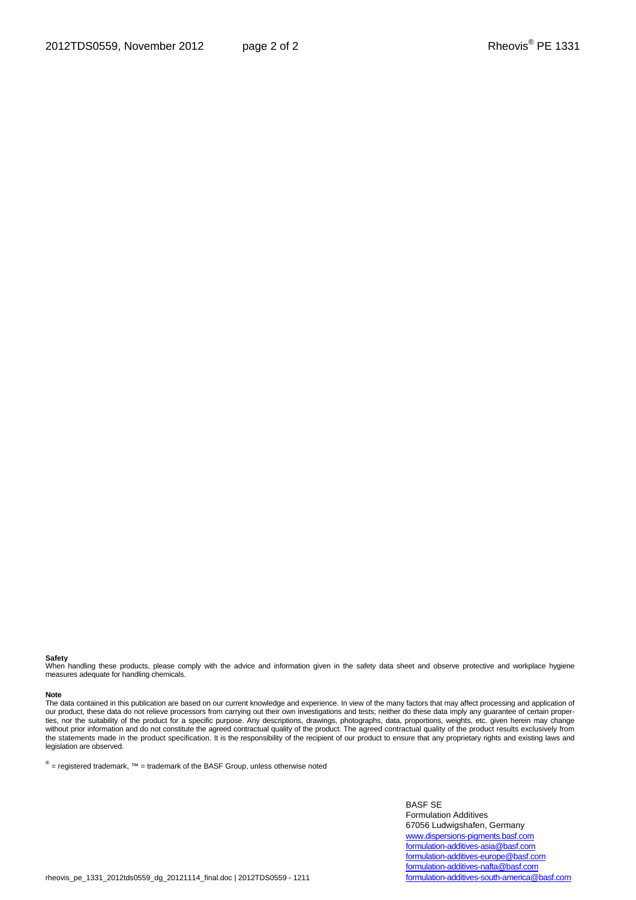**Safety**

When handling these products, please comply with the advice and information given in the safety data sheet and observe protective and workplace hygiene measures adequate for handling chemicals.

**Note**

The data contained in this publication are based on our current knowledge and experience. In view of the many factors that may affect processing and application of our product, these data do not relieve processors from carrying out their own investigations and tests; neither do these data imply any guarantee of certain properties, nor the suitability of the product for a specific purpose. Any descriptions, drawings, photographs, data, proportions, weights, etc. given herein may change without prior information and do not constitute the agreed contractual quality of the product. The agreed contractual quality of the product results exclusively from the statements made in the product specification. It is the responsibility of the recipient of our product to ensure that any proprietary rights and existing laws and legislation are observed.

® = registered trademark, ™ = trademark of the BASF Group, unless otherwise noted

BASF SE
Formulation Additives
67056 Ludwigshafen, Germany
www.dispersions-pigments.basf.com
formulation-additives-asia@basf.com
formulation-additives-europe@basf.com
formulation-additives-nafta@basf.com
formulation-additives-south-america@basf.com

rheovis_pe_1331_2012tds0559_dg_20121114_final.doc | 2012TDS0559 - 1211